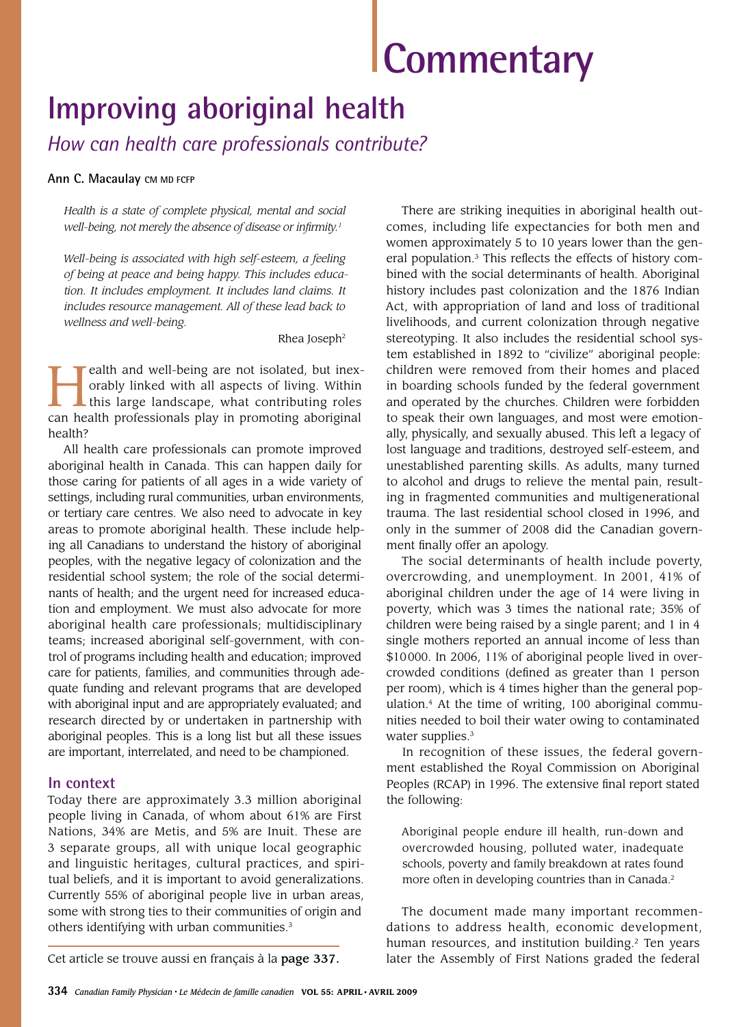Commentary

# Improving aboriginal health

## *How can health care professionals contribute?*

**Ann C. Macaulay** CM MD FCFP

> *Health is a state of complete physical, mental and social well-being, not merely the absence of disease or infirmity.*[1]

> *Well-being is associated with high self-esteem, a feeling of being at peace and being happy. This includes education. It includes employment. It includes land claims. It includes resource management. All of these lead back to wellness and well-being.*
>
> Rhea Joseph[2]

Health and well-being are not isolated, but inexorably linked with all aspects of living. Within this large landscape, what contributing roles can health professionals play in promoting aboriginal health?

All health care professionals can promote improved aboriginal health in Canada. This can happen daily for those caring for patients of all ages in a wide variety of settings, including rural communities, urban environments, or tertiary care centres. We also need to advocate in key areas to promote aboriginal health. These include helping all Canadians to understand the history of aboriginal peoples, with the negative legacy of colonization and the residential school system; the role of the social determinants of health; and the urgent need for increased education and employment. We must also advocate for more aboriginal health care professionals; multidisciplinary teams; increased aboriginal self-government, with control of programs including health and education; improved care for patients, families, and communities through adequate funding and relevant programs that are developed with aboriginal input and are appropriately evaluated; and research directed by or undertaken in partnership with aboriginal peoples. This is a long list but all these issues are important, interrelated, and need to be championed.

### In context

Today there are approximately 3.3 million aboriginal people living in Canada, of whom about 61% are First Nations, 34% are Metis, and 5% are Inuit. These are 3 separate groups, all with unique local geographic and linguistic heritages, cultural practices, and spiritual beliefs, and it is important to avoid generalizations. Currently 55% of aboriginal people live in urban areas, some with strong ties to their communities of origin and others identifying with urban communities.[3]

Cet article se trouve aussi en français à la **page 337.**

There are striking inequities in aboriginal health outcomes, including life expectancies for both men and women approximately 5 to 10 years lower than the general population.[3] This reflects the effects of history combined with the social determinants of health. Aboriginal history includes past colonization and the 1876 Indian Act, with appropriation of land and loss of traditional livelihoods, and current colonization through negative stereotyping. It also includes the residential school system established in 1892 to "civilize" aboriginal people: children were removed from their homes and placed in boarding schools funded by the federal government and operated by the churches. Children were forbidden to speak their own languages, and most were emotionally, physically, and sexually abused. This left a legacy of lost language and traditions, destroyed self-esteem, and unestablished parenting skills. As adults, many turned to alcohol and drugs to relieve the mental pain, resulting in fragmented communities and multigenerational trauma. The last residential school closed in 1996, and only in the summer of 2008 did the Canadian government finally offer an apology.

The social determinants of health include poverty, overcrowding, and unemployment. In 2001, 41% of aboriginal children under the age of 14 were living in poverty, which was 3 times the national rate; 35% of children were being raised by a single parent; and 1 in 4 single mothers reported an annual income of less than $10000. In 2006, 11% of aboriginal people lived in overcrowded conditions (defined as greater than 1 person per room), which is 4 times higher than the general population.[4] At the time of writing, 100 aboriginal communities needed to boil their water owing to contaminated water supplies.[3]

In recognition of these issues, the federal government established the Royal Commission on Aboriginal Peoples (RCAP) in 1996. The extensive final report stated the following:

> Aboriginal people endure ill health, run-down and overcrowded housing, polluted water, inadequate schools, poverty and family breakdown at rates found more often in developing countries than in Canada.[2]

The document made many important recommendations to address health, economic development, human resources, and institution building.[2] Ten years later the Assembly of First Nations graded the federal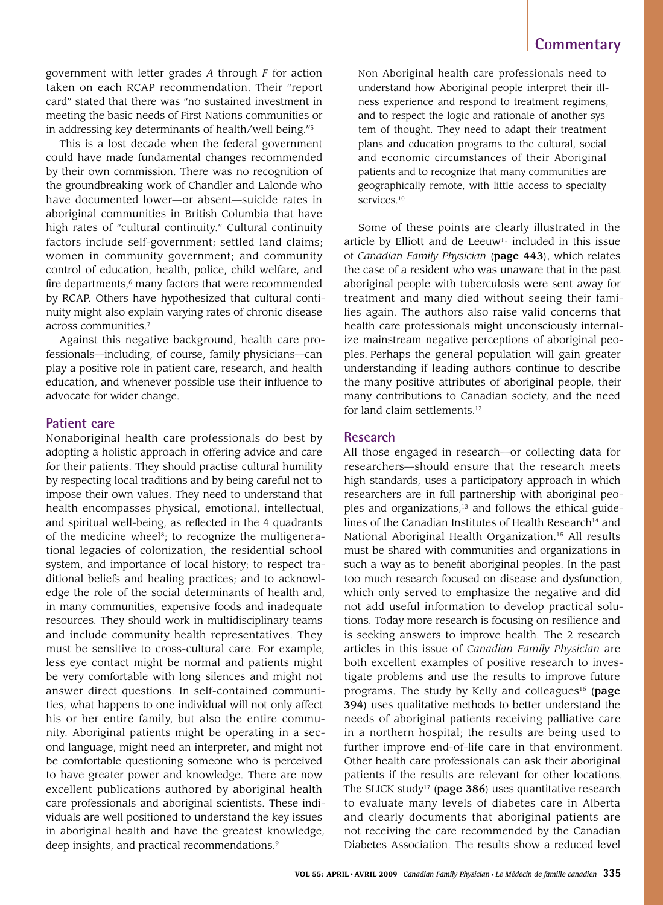government with letter grades *A* through *F* for action taken on each RCAP recommendation. Their "report card" stated that there was "no sustained investment in meeting the basic needs of First Nations communities or in addressing key determinants of health/well being."[5]

This is a lost decade when the federal government could have made fundamental changes recommended by their own commission. There was no recognition of the groundbreaking work of Chandler and Lalonde who have documented lower—or absent—suicide rates in aboriginal communities in British Columbia that have high rates of "cultural continuity." Cultural continuity factors include self-government; settled land claims; women in community government; and community control of education, health, police, child welfare, and fire departments,[6] many factors that were recommended by RCAP. Others have hypothesized that cultural continuity might also explain varying rates of chronic disease across communities.[7]

Against this negative background, health care professionals—including, of course, family physicians—can play a positive role in patient care, research, and health education, and whenever possible use their influence to advocate for wider change.

## Patient care

Nonaboriginal health care professionals do best by adopting a holistic approach in offering advice and care for their patients. They should practise cultural humility by respecting local traditions and by being careful not to impose their own values. They need to understand that health encompasses physical, emotional, intellectual, and spiritual well-being, as reflected in the 4 quadrants of the medicine wheel[8]; to recognize the multigenerational legacies of colonization, the residential school system, and importance of local history; to respect traditional beliefs and healing practices; and to acknowledge the role of the social determinants of health and, in many communities, expensive foods and inadequate resources. They should work in multidisciplinary teams and include community health representatives. They must be sensitive to cross-cultural care. For example, less eye contact might be normal and patients might be very comfortable with long silences and might not answer direct questions. In self-contained communities, what happens to one individual will not only affect his or her entire family, but also the entire community. Aboriginal patients might be operating in a second language, might need an interpreter, and might not be comfortable questioning someone who is perceived to have greater power and knowledge. There are now excellent publications authored by aboriginal health care professionals and aboriginal scientists. These individuals are well positioned to understand the key issues in aboriginal health and have the greatest knowledge, deep insights, and practical recommendations.[9]

> Non-Aboriginal health care professionals need to understand how Aboriginal people interpret their illness experience and respond to treatment regimens, and to respect the logic and rationale of another system of thought. They need to adapt their treatment plans and education programs to the cultural, social and economic circumstances of their Aboriginal patients and to recognize that many communities are geographically remote, with little access to specialty services.[10]

Some of these points are clearly illustrated in the article by Elliott and de Leeuw[11] included in this issue of *Canadian Family Physician* (**page 443**), which relates the case of a resident who was unaware that in the past aboriginal people with tuberculosis were sent away for treatment and many died without seeing their families again. The authors also raise valid concerns that health care professionals might unconsciously internalize mainstream negative perceptions of aboriginal peoples. Perhaps the general population will gain greater understanding if leading authors continue to describe the many positive attributes of aboriginal people, their many contributions to Canadian society, and the need for land claim settlements.[12]

## Research

All those engaged in research—or collecting data for researchers—should ensure that the research meets high standards, uses a participatory approach in which researchers are in full partnership with aboriginal peoples and organizations,[13] and follows the ethical guidelines of the Canadian Institutes of Health Research[14] and National Aboriginal Health Organization.[15] All results must be shared with communities and organizations in such a way as to benefit aboriginal peoples. In the past too much research focused on disease and dysfunction, which only served to emphasize the negative and did not add useful information to develop practical solutions. Today more research is focusing on resilience and is seeking answers to improve health. The 2 research articles in this issue of *Canadian Family Physician* are both excellent examples of positive research to investigate problems and use the results to improve future programs. The study by Kelly and colleagues[16] (**page 394**) uses qualitative methods to better understand the needs of aboriginal patients receiving palliative care in a northern hospital; the results are being used to further improve end-of-life care in that environment. Other health care professionals can ask their aboriginal patients if the results are relevant for other locations. The SLICK study[17] (**page 386**) uses quantitative research to evaluate many levels of diabetes care in Alberta and clearly documents that aboriginal patients are not receiving the care recommended by the Canadian Diabetes Association. The results show a reduced level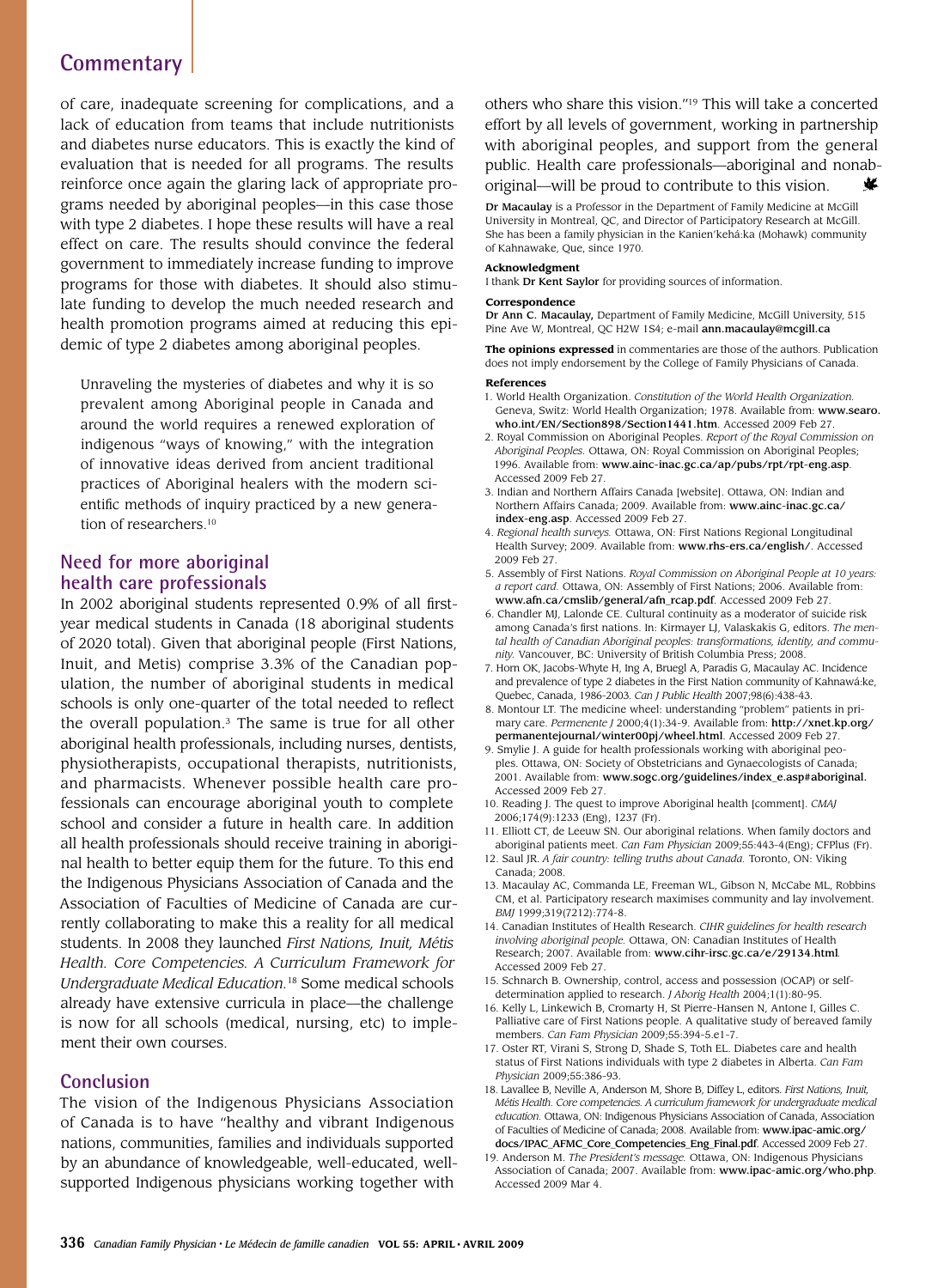of care, inadequate screening for complications, and a lack of education from teams that include nutritionists and diabetes nurse educators. This is exactly the kind of evaluation that is needed for all programs. The results reinforce once again the glaring lack of appropriate programs needed by aboriginal peoples—in this case those with type 2 diabetes. I hope these results will have a real effect on care. The results should convince the federal government to immediately increase funding to improve programs for those with diabetes. It should also stimulate funding to develop the much needed research and health promotion programs aimed at reducing this epidemic of type 2 diabetes among aboriginal peoples.

> Unraveling the mysteries of diabetes and why it is so prevalent among Aboriginal people in Canada and around the world requires a renewed exploration of indigenous "ways of knowing," with the integration of innovative ideas derived from ancient traditional practices of Aboriginal healers with the modern scientific methods of inquiry practiced by a new generation of researchers.[10]

## Need for more aboriginal health care professionals

In 2002 aboriginal students represented 0.9% of all first-year medical students in Canada (18 aboriginal students of 2020 total). Given that aboriginal people (First Nations, Inuit, and Metis) comprise 3.3% of the Canadian population, the number of aboriginal students in medical schools is only one-quarter of the total needed to reflect the overall population.[3] The same is true for all other aboriginal health professionals, including nurses, dentists, physiotherapists, occupational therapists, nutritionists, and pharmacists. Whenever possible health care professionals can encourage aboriginal youth to complete school and consider a future in health care. In addition all health professionals should receive training in aboriginal health to better equip them for the future. To this end the Indigenous Physicians Association of Canada and the Association of Faculties of Medicine of Canada are currently collaborating to make this a reality for all medical students. In 2008 they launched *First Nations, Inuit, Métis Health. Core Competencies. A Curriculum Framework for Undergraduate Medical Education.*[18] Some medical schools already have extensive curricula in place—the challenge is now for all schools (medical, nursing, etc) to implement their own courses.

## Conclusion

The vision of the Indigenous Physicians Association of Canada is to have "healthy and vibrant Indigenous nations, communities, families and individuals supported by an abundance of knowledgeable, well-educated, well-supported Indigenous physicians working together with others who share this vision."[19] This will take a concerted effort by all levels of government, working in partnership with aboriginal peoples, and support from the general public. Health care professionals—aboriginal and nonaboriginal—will be proud to contribute to this vision.

**Dr Macaulay** is a Professor in the Department of Family Medicine at McGill University in Montreal, QC, and Director of Participatory Research at McGill. She has been a family physician in the Kanien'kehá:ka (Mohawk) community of Kahnawake, Que, since 1970.

**Acknowledgment**

I thank **Dr Kent Saylor** for providing sources of information.

**Correspondence**

**Dr Ann C. Macaulay,** Department of Family Medicine, McGill University, 515 Pine Ave W, Montreal, QC H2W 1S4; e-mail **ann.macaulay@mcgill.ca**

**The opinions expressed** in commentaries are those of the authors. Publication does not imply endorsement by the College of Family Physicians of Canada.

**References**

1. World Health Organization. *Constitution of the World Health Organization.* Geneva, Switz: World Health Organization; 1978. Available from: **www.searo.who.int/EN/Section898/Section1441.htm**. Accessed 2009 Feb 27.
2. Royal Commission on Aboriginal Peoples. *Report of the Royal Commission on Aboriginal Peoples.* Ottawa, ON: Royal Commission on Aboriginal Peoples; 1996. Available from: **www.ainc-inac.gc.ca/ap/pubs/rpt/rpt-eng.asp**. Accessed 2009 Feb 27.
3. Indian and Northern Affairs Canada [website]. Ottawa, ON: Indian and Northern Affairs Canada; 2009. Available from: **www.ainc-inac.gc.ca/index-eng.asp**. Accessed 2009 Feb 27.
4. *Regional health surveys.* Ottawa, ON: First Nations Regional Longitudinal Health Survey; 2009. Available from: **www.rhs-ers.ca/english/**. Accessed 2009 Feb 27.
5. Assembly of First Nations. *Royal Commission on Aboriginal People at 10 years: a report card.* Ottawa, ON: Assembly of First Nations; 2006. Available from: **www.afn.ca/cmslib/general/afn_rcap.pdf**. Accessed 2009 Feb 27.
6. Chandler MJ, Lalonde CE. Cultural continuity as a moderator of suicide risk among Canada's first nations. In: Kirmayer LJ, Valaskakis G, editors. *The mental health of Canadian Aboriginal peoples: transformations, identity, and community.* Vancouver, BC: University of British Columbia Press; 2008.
7. Horn OK, Jacobs-Whyte H, Ing A, Bruegl A, Paradis G, Macaulay AC. Incidence and prevalence of type 2 diabetes in the First Nation community of Kahnawá:ke, Quebec, Canada, 1986-2003. *Can J Public Health* 2007;98(6):438-43.
8. Montour LT. The medicine wheel: understanding "problem" patients in primary care. *Permenente J* 2000;4(1):34-9. Available from: **http://xnet.kp.org/permanentejournal/winter00pj/wheel.html**. Accessed 2009 Feb 27.
9. Smylie J. A guide for health professionals working with aboriginal peoples. Ottawa, ON: Society of Obstetricians and Gynaecologists of Canada; 2001. Available from: **www.sogc.org/guidelines/index_e.asp#aboriginal.** Accessed 2009 Feb 27.
10. Reading J. The quest to improve Aboriginal health [comment]. *CMAJ* 2006;174(9):1233 (Eng), 1237 (Fr).
11. Elliott CT, de Leeuw SN. Our aboriginal relations. When family doctors and aboriginal patients meet. *Can Fam Physician* 2009;55:443-4(Eng); CFPlus (Fr).
12. Saul JR. *A fair country: telling truths about Canada.* Toronto, ON: Viking Canada; 2008.
13. Macaulay AC, Commanda LE, Freeman WL, Gibson N, McCabe ML, Robbins CM, et al. Participatory research maximises community and lay involvement. *BMJ* 1999;319(7212):774-8.
14. Canadian Institutes of Health Research. *CIHR guidelines for health research involving aboriginal people.* Ottawa, ON: Canadian Institutes of Health Research; 2007. Available from: **www.cihr-irsc.gc.ca/e/29134.html**. Accessed 2009 Feb 27.
15. Schnarch B. Ownership, control, access and possession (OCAP) or self-determination applied to research. *J Aborig Health* 2004;1(1):80-95.
16. Kelly L, Linkewich B, Cromarty H, St Pierre-Hansen N, Antone I, Gilles C. Palliative care of First Nations people. A qualitative study of bereaved family members. *Can Fam Physician* 2009;55:394-5.e1-7.
17. Oster RT, Virani S, Strong D, Shade S, Toth EL. Diabetes care and health status of First Nations individuals with type 2 diabetes in Alberta. *Can Fam Physician* 2009;55:386-93.
18. Lavallee B, Neville A, Anderson M, Shore B, Diffey L, editors. *First Nations, Inuit, Métis Health. Core competencies. A curriculum framework for undergraduate medical education.* Ottawa, ON: Indigenous Physicians Association of Canada, Association of Faculties of Medicine of Canada; 2008. Available from: **www.ipac-amic.org/docs/IPAC_AFMC_Core_Competencies_Eng_Final.pdf**. Accessed 2009 Feb 27.
19. Anderson M. *The President's message.* Ottawa, ON: Indigenous Physicians Association of Canada; 2007. Available from: **www.ipac-amic.org/who.php**. Accessed 2009 Mar 4.